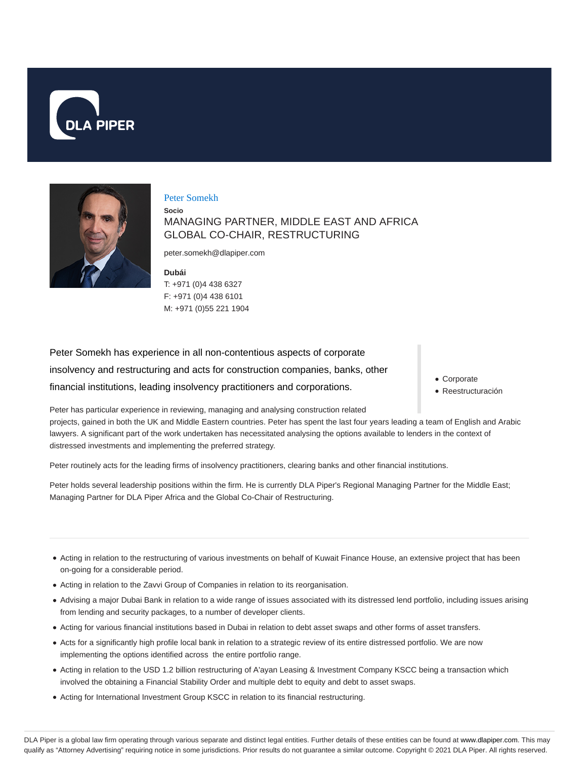DLA PIPER

# Peter Somekh

**Socio**

MANAGING PARTNER, MIDDLE EAST AND AFRICA
GLOBAL CO-CHAIR, RESTRUCTURING

peter.somekh@dlapiper.com

**Dubái**
T: +971 (0)4 438 6327
F: +971 (0)4 438 6101
M: +971 (0)55 221 1904

- Corporate
- Reestructuración

Peter Somekh has experience in all non-contentious aspects of corporate insolvency and restructuring and acts for construction companies, banks, other financial institutions, leading insolvency practitioners and corporations.

Peter has particular experience in reviewing, managing and analysing construction related projects, gained in both the UK and Middle Eastern countries. Peter has spent the last four years leading a team of English and Arabic lawyers. A significant part of the work undertaken has necessitated analysing the options available to lenders in the context of distressed investments and implementing the preferred strategy.

Peter routinely acts for the leading firms of insolvency practitioners, clearing banks and other financial institutions.

Peter holds several leadership positions within the firm. He is currently DLA Piper's Regional Managing Partner for the Middle East; Managing Partner for DLA Piper Africa and the Global Co-Chair of Restructuring.

- Acting in relation to the restructuring of various investments on behalf of Kuwait Finance House, an extensive project that has been on-going for a considerable period.
- Acting in relation to the Zavvi Group of Companies in relation to its reorganisation.
- Advising a major Dubai Bank in relation to a wide range of issues associated with its distressed lend portfolio, including issues arising from lending and security packages, to a number of developer clients.
- Acting for various financial institutions based in Dubai in relation to debt asset swaps and other forms of asset transfers.
- Acts for a significantly high profile local bank in relation to a strategic review of its entire distressed portfolio. We are now implementing the options identified across the entire portfolio range.
- Acting in relation to the USD 1.2 billion restructuring of A'ayan Leasing & Investment Company KSCC being a transaction which involved the obtaining a Financial Stability Order and multiple debt to equity and debt to asset swaps.
- Acting for International Investment Group KSCC in relation to its financial restructuring.

DLA Piper is a global law firm operating through various separate and distinct legal entities. Further details of these entities can be found at www.dlapiper.com. This may qualify as "Attorney Advertising" requiring notice in some jurisdictions. Prior results do not guarantee a similar outcome. Copyright © 2021 DLA Piper. All rights reserved.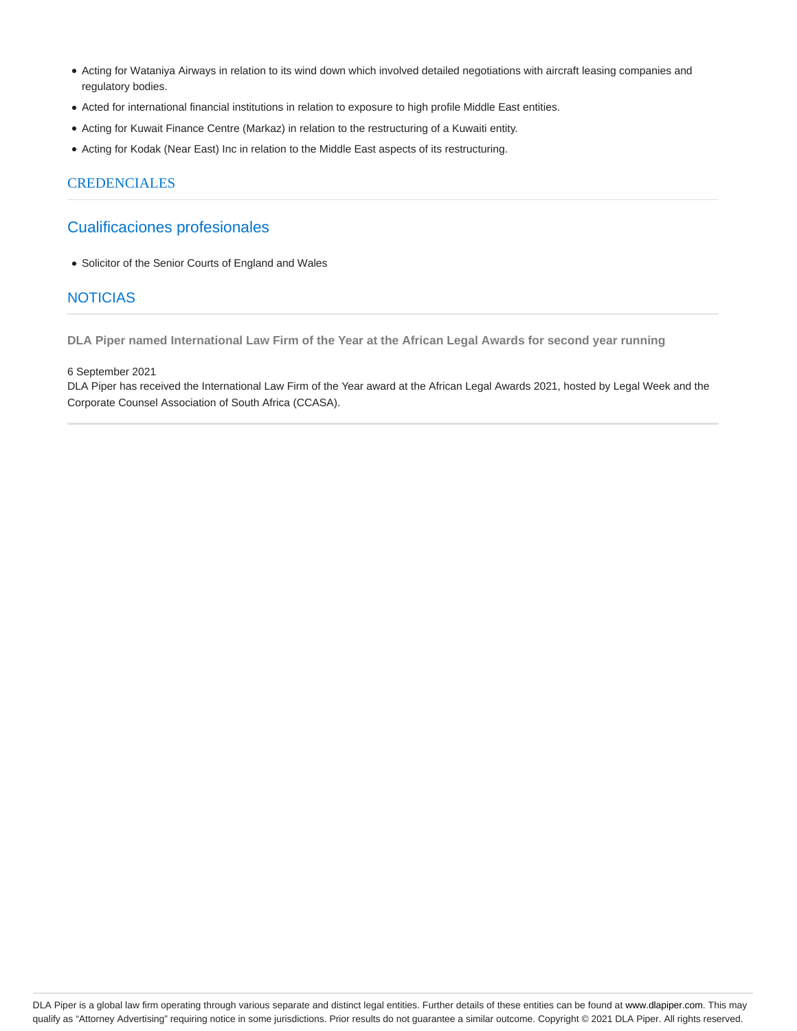- Acting for Wataniya Airways in relation to its wind down which involved detailed negotiations with aircraft leasing companies and regulatory bodies.
- Acted for international financial institutions in relation to exposure to high profile Middle East entities.
- Acting for Kuwait Finance Centre (Markaz) in relation to the restructuring of a Kuwaiti entity.
- Acting for Kodak (Near East) Inc in relation to the Middle East aspects of its restructuring.

## CREDENCIALES

### Cualificaciones profesionales

- Solicitor of the Senior Courts of England and Wales

## NOTICIAS

**DLA Piper named International Law Firm of the Year at the African Legal Awards for second year running**

6 September 2021

DLA Piper has received the International Law Firm of the Year award at the African Legal Awards 2021, hosted by Legal Week and the Corporate Counsel Association of South Africa (CCASA).

DLA Piper is a global law firm operating through various separate and distinct legal entities. Further details of these entities can be found at www.dlapiper.com. This may qualify as "Attorney Advertising" requiring notice in some jurisdictions. Prior results do not guarantee a similar outcome. Copyright © 2021 DLA Piper. All rights reserved.